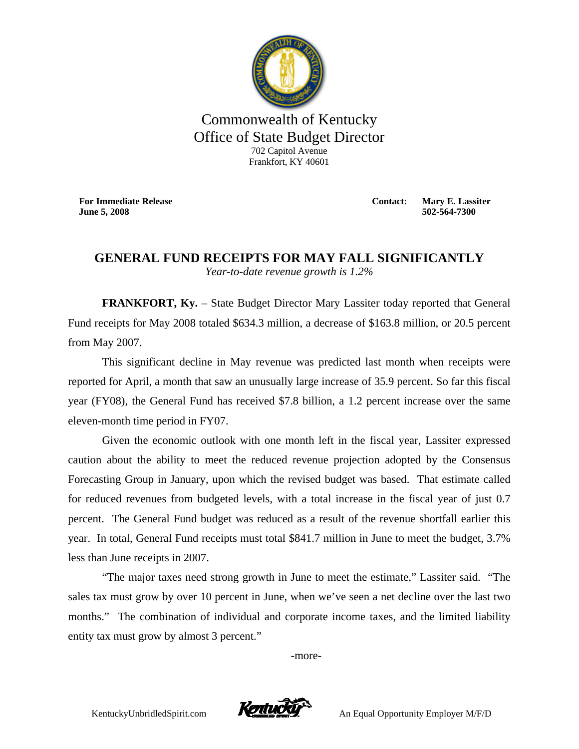Commonwealth of Kentucky
Office of State Budget Director
702 Capitol Avenue
Frankfort, KY 40601

**For Immediate Release**
**June 5, 2008**

**Contact:** **Mary E. Lassiter**
**502-564-7300**

# GENERAL FUND RECEIPTS FOR MAY FALL SIGNIFICANTLY

*Year-to-date revenue growth is 1.2%*

**FRANKFORT, Ky.** – State Budget Director Mary Lassiter today reported that General Fund receipts for May 2008 totaled $634.3 million, a decrease of $163.8 million, or 20.5 percent from May 2007.

This significant decline in May revenue was predicted last month when receipts were reported for April, a month that saw an unusually large increase of 35.9 percent. So far this fiscal year (FY08), the General Fund has received $7.8 billion, a 1.2 percent increase over the same eleven-month time period in FY07.

Given the economic outlook with one month left in the fiscal year, Lassiter expressed caution about the ability to meet the reduced revenue projection adopted by the Consensus Forecasting Group in January, upon which the revised budget was based. That estimate called for reduced revenues from budgeted levels, with a total increase in the fiscal year of just 0.7 percent. The General Fund budget was reduced as a result of the revenue shortfall earlier this year. In total, General Fund receipts must total $841.7 million in June to meet the budget, 3.7% less than June receipts in 2007.

"The major taxes need strong growth in June to meet the estimate," Lassiter said. "The sales tax must grow by over 10 percent in June, when we've seen a net decline over the last two months." The combination of individual and corporate income taxes, and the limited liability entity tax must grow by almost 3 percent."

-more-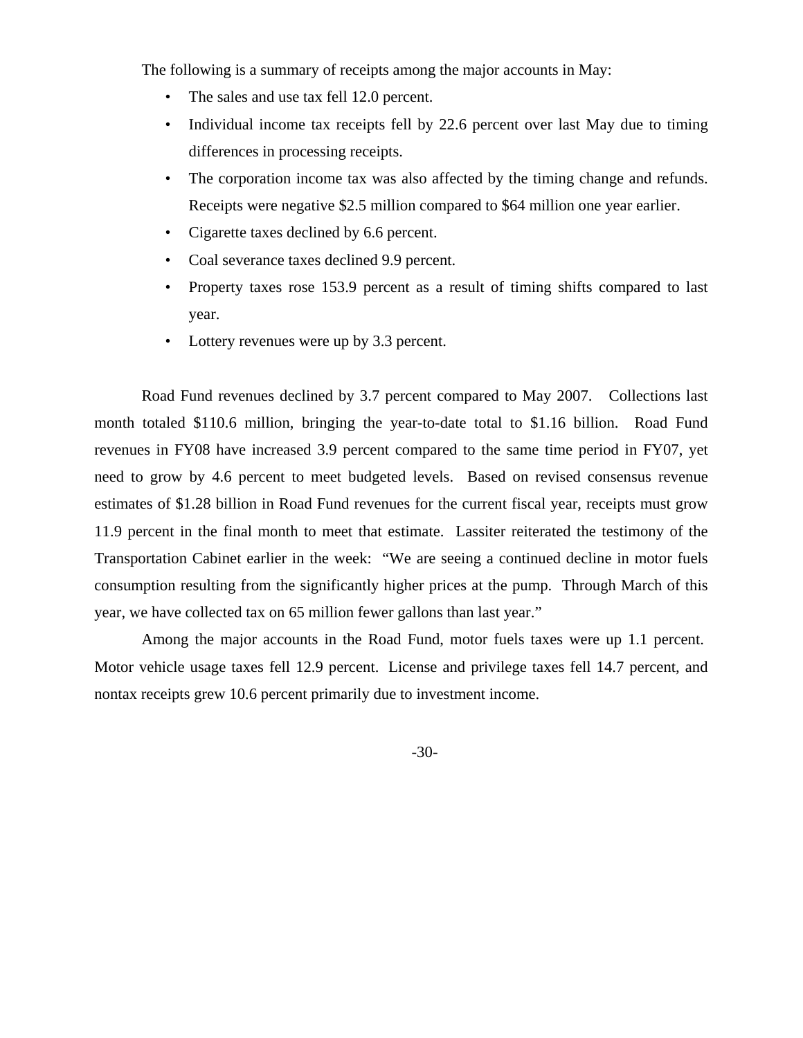The following is a summary of receipts among the major accounts in May:

- The sales and use tax fell 12.0 percent.
- Individual income tax receipts fell by 22.6 percent over last May due to timing differences in processing receipts.
- The corporation income tax was also affected by the timing change and refunds. Receipts were negative $2.5 million compared to $64 million one year earlier.
- Cigarette taxes declined by 6.6 percent.
- Coal severance taxes declined 9.9 percent.
- Property taxes rose 153.9 percent as a result of timing shifts compared to last year.
- Lottery revenues were up by 3.3 percent.

Road Fund revenues declined by 3.7 percent compared to May 2007. Collections last month totaled $110.6 million, bringing the year-to-date total to $1.16 billion. Road Fund revenues in FY08 have increased 3.9 percent compared to the same time period in FY07, yet need to grow by 4.6 percent to meet budgeted levels. Based on revised consensus revenue estimates of $1.28 billion in Road Fund revenues for the current fiscal year, receipts must grow 11.9 percent in the final month to meet that estimate. Lassiter reiterated the testimony of the Transportation Cabinet earlier in the week: "We are seeing a continued decline in motor fuels consumption resulting from the significantly higher prices at the pump. Through March of this year, we have collected tax on 65 million fewer gallons than last year."

Among the major accounts in the Road Fund, motor fuels taxes were up 1.1 percent. Motor vehicle usage taxes fell 12.9 percent. License and privilege taxes fell 14.7 percent, and nontax receipts grew 10.6 percent primarily due to investment income.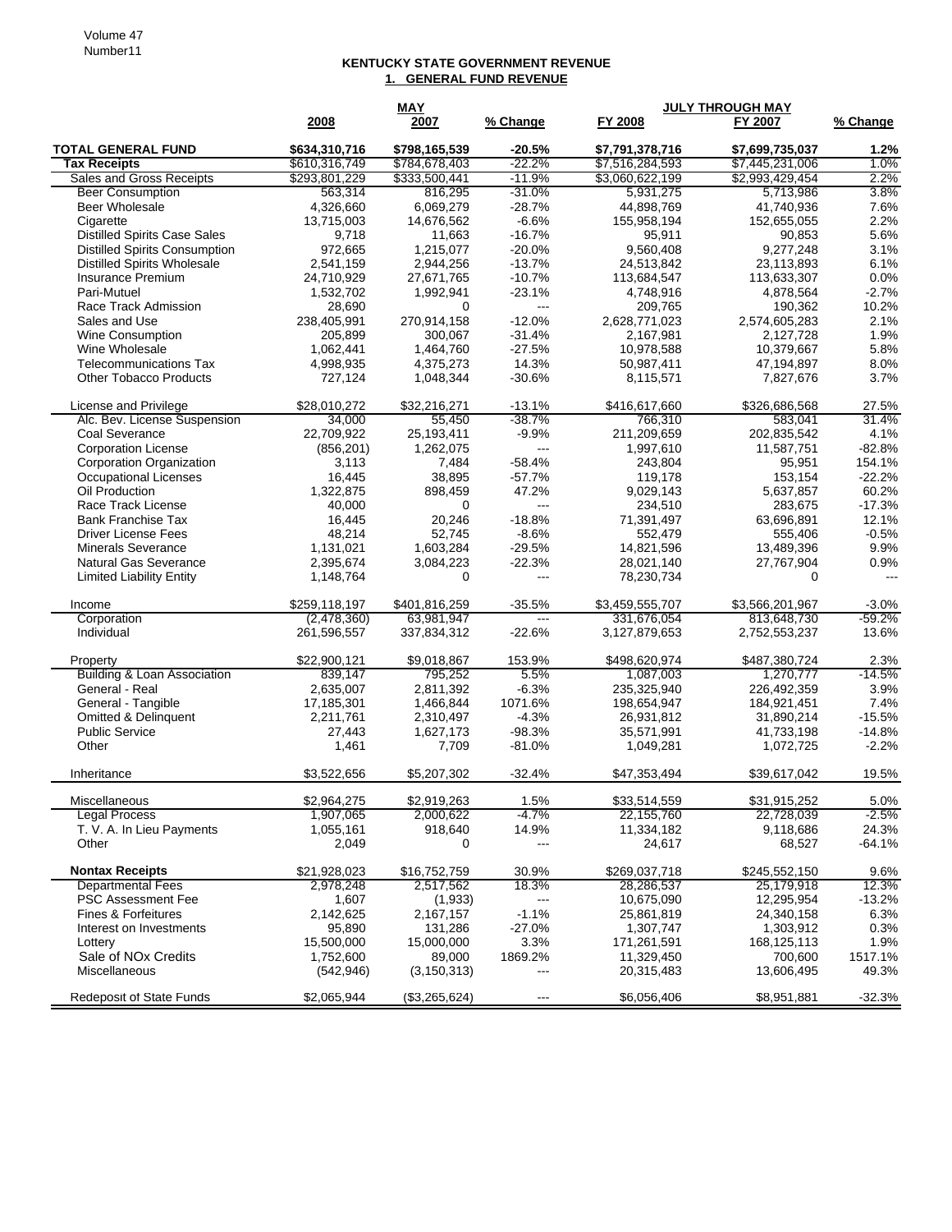## KENTUCKY STATE GOVERNMENT REVENUE

### 1. GENERAL FUND REVENUE

| | MAY | | | JULY THROUGH MAY | | |
|---|---|---|---|---|---|---|
| | 2008 | 2007 | % Change | FY 2008 | FY 2007 | % Change |
| **TOTAL GENERAL FUND** | $634,310,716 | $798,165,539 | -20.5% | $7,791,378,716 | $7,699,735,037 | 1.2% |
| **Tax Receipts** | $610,316,749 | $784,678,403 | -22.2% | $7,516,284,593 | $7,445,231,006 | 1.0% |
| Sales and Gross Receipts | $293,801,229 | $333,500,441 | -11.9% | $3,060,622,199 | $2,993,429,454 | 2.2% |
| Beer Consumption | 563,314 | 816,295 | -31.0% | 5,931,275 | 5,713,986 | 3.8% |
| Beer Wholesale | 4,326,660 | 6,069,279 | -28.7% | 44,898,769 | 41,740,936 | 7.6% |
| Cigarette | 13,715,003 | 14,676,562 | -6.6% | 155,958,194 | 152,655,055 | 2.2% |
| Distilled Spirits Case Sales | 9,718 | 11,663 | -16.7% | 95,911 | 90,853 | 5.6% |
| Distilled Spirits Consumption | 972,665 | 1,215,077 | -20.0% | 9,560,408 | 9,277,248 | 3.1% |
| Distilled Spirits Wholesale | 2,541,159 | 2,944,256 | -13.7% | 24,513,842 | 23,113,893 | 6.1% |
| Insurance Premium | 24,710,929 | 27,671,765 | -10.7% | 113,684,547 | 113,633,307 | 0.0% |
| Pari-Mutuel | 1,532,702 | 1,992,941 | -23.1% | 4,748,916 | 4,878,564 | -2.7% |
| Race Track Admission | 28,690 | 0 | --- | 209,765 | 190,362 | 10.2% |
| Sales and Use | 238,405,991 | 270,914,158 | -12.0% | 2,628,771,023 | 2,574,605,283 | 2.1% |
| Wine Consumption | 205,899 | 300,067 | -31.4% | 2,167,981 | 2,127,728 | 1.9% |
| Wine Wholesale | 1,062,441 | 1,464,760 | -27.5% | 10,978,588 | 10,379,667 | 5.8% |
| Telecommunications Tax | 4,998,935 | 4,375,273 | 14.3% | 50,987,411 | 47,194,897 | 8.0% |
| Other Tobacco Products | 727,124 | 1,048,344 | -30.6% | 8,115,571 | 7,827,676 | 3.7% |
| | | | | | | |
| License and Privilege | $28,010,272 | $32,216,271 | -13.1% | $416,617,660 | $326,686,568 | 27.5% |
| Alc. Bev. License Suspension | 34,000 | 55,450 | -38.7% | 766,310 | 583,041 | 31.4% |
| Coal Severance | 22,709,922 | 25,193,411 | -9.9% | 211,209,659 | 202,835,542 | 4.1% |
| Corporation License | (856,201) | 1,262,075 | --- | 1,997,610 | 11,587,751 | -82.8% |
| Corporation Organization | 3,113 | 7,484 | -58.4% | 243,804 | 95,951 | 154.1% |
| Occupational Licenses | 16,445 | 38,895 | -57.7% | 119,178 | 153,154 | -22.2% |
| Oil Production | 1,322,875 | 898,459 | 47.2% | 9,029,143 | 5,637,857 | 60.2% |
| Race Track License | 40,000 | 0 | --- | 234,510 | 283,675 | -17.3% |
| Bank Franchise Tax | 16,445 | 20,246 | -18.8% | 71,391,497 | 63,696,891 | 12.1% |
| Driver License Fees | 48,214 | 52,745 | -8.6% | 552,479 | 555,406 | -0.5% |
| Minerals Severance | 1,131,021 | 1,603,284 | -29.5% | 14,821,596 | 13,489,396 | 9.9% |
| Natural Gas Severance | 2,395,674 | 3,084,223 | -22.3% | 28,021,140 | 27,767,904 | 0.9% |
| Limited Liability Entity | 1,148,764 | 0 | --- | 78,230,734 | 0 | --- |
| | | | | | | |
| Income | $259,118,197 | $401,816,259 | -35.5% | $3,459,555,707 | $3,566,201,967 | -3.0% |
| Corporation | (2,478,360) | 63,981,947 | --- | 331,676,054 | 813,648,730 | -59.2% |
| Individual | 261,596,557 | 337,834,312 | -22.6% | 3,127,879,653 | 2,752,553,237 | 13.6% |
| | | | | | | |
| Property | $22,900,121 | $9,018,867 | 153.9% | $498,620,974 | $487,380,724 | 2.3% |
| Building & Loan Association | 839,147 | 795,252 | 5.5% | 1,087,003 | 1,270,777 | -14.5% |
| General - Real | 2,635,007 | 2,811,392 | -6.3% | 235,325,940 | 226,492,359 | 3.9% |
| General - Tangible | 17,185,301 | 1,466,844 | 1071.6% | 198,654,947 | 184,921,451 | 7.4% |
| Omitted & Delinquent | 2,211,761 | 2,310,497 | -4.3% | 26,931,812 | 31,890,214 | -15.5% |
| Public Service | 27,443 | 1,627,173 | -98.3% | 35,571,991 | 41,733,198 | -14.8% |
| Other | 1,461 | 7,709 | -81.0% | 1,049,281 | 1,072,725 | -2.2% |
| | | | | | | |
| Inheritance | $3,522,656 | $5,207,302 | -32.4% | $47,353,494 | $39,617,042 | 19.5% |
| | | | | | | |
| Miscellaneous | $2,964,275 | $2,919,263 | 1.5% | $33,514,559 | $31,915,252 | 5.0% |
| Legal Process | 1,907,065 | 2,000,622 | -4.7% | 22,155,760 | 22,728,039 | -2.5% |
| T. V. A. In Lieu Payments | 1,055,161 | 918,640 | 14.9% | 11,334,182 | 9,118,686 | 24.3% |
| Other | 2,049 | 0 | --- | 24,617 | 68,527 | -64.1% |
| | | | | | | |
| **Nontax Receipts** | $21,928,023 | $16,752,759 | 30.9% | $269,037,718 | $245,552,150 | 9.6% |
| Departmental Fees | 2,978,248 | 2,517,562 | 18.3% | 28,286,537 | 25,179,918 | 12.3% |
| PSC Assessment Fee | 1,607 | (1,933) | --- | 10,675,090 | 12,295,954 | -13.2% |
| Fines & Forfeitures | 2,142,625 | 2,167,157 | -1.1% | 25,861,819 | 24,340,158 | 6.3% |
| Interest on Investments | 95,890 | 131,286 | -27.0% | 1,307,747 | 1,303,912 | 0.3% |
| Lottery | 15,500,000 | 15,000,000 | 3.3% | 171,261,591 | 168,125,113 | 1.9% |
| Sale of NOx Credits | 1,752,600 | 89,000 | 1869.2% | 11,329,450 | 700,600 | 1517.1% |
| Miscellaneous | (542,946) | (3,150,313) | --- | 20,315,483 | 13,606,495 | 49.3% |
| | | | | | | |
| Redeposit of State Funds | $2,065,944 | ($3,265,624) | --- | $6,056,406 | $8,951,881 | -32.3% |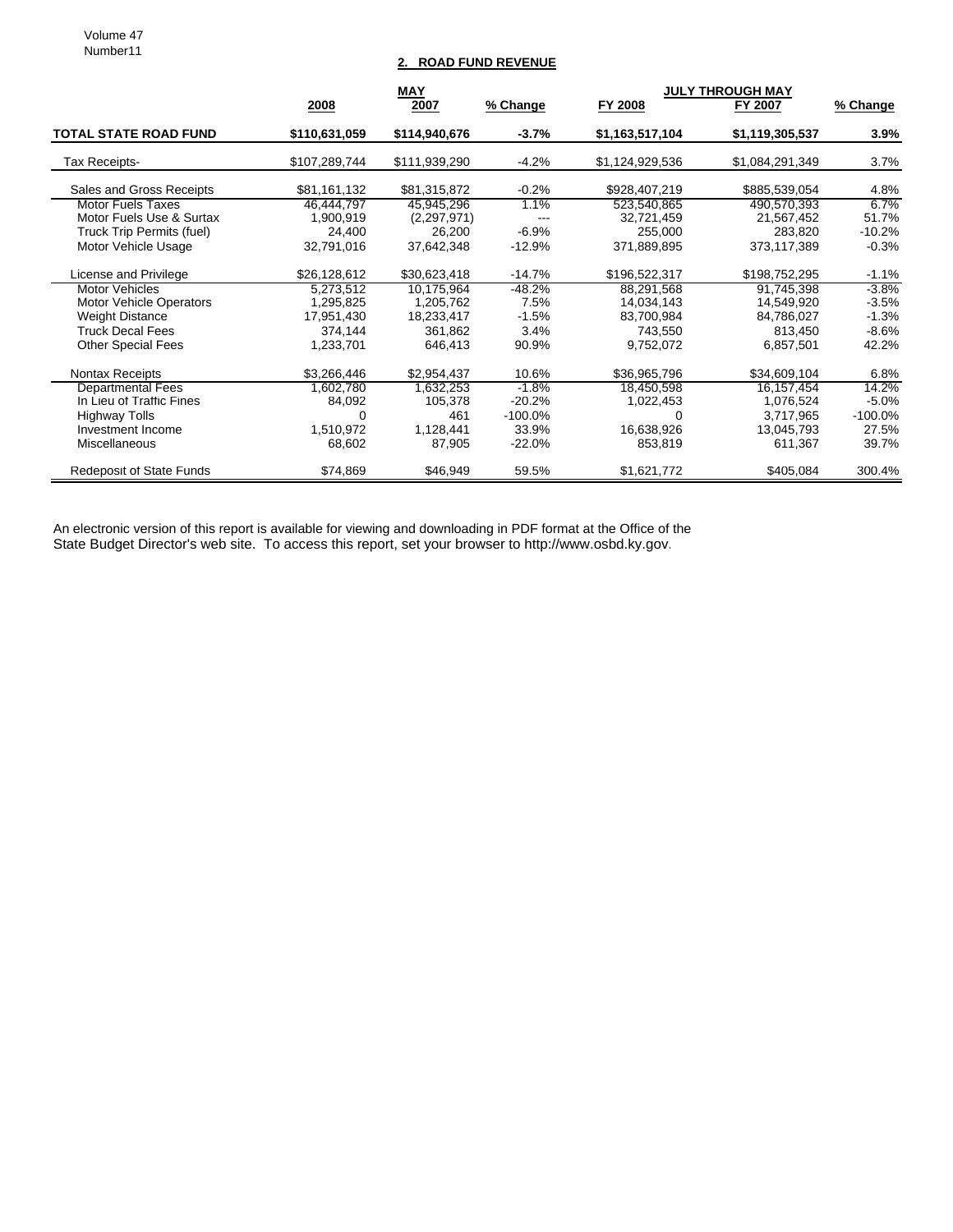## 2. ROAD FUND REVENUE

| | MAY | | | JULY THROUGH MAY | | |
|---|---|---|---|---|---|---|
| | 2008 | 2007 | % Change | FY 2008 | FY 2007 | % Change |
| **TOTAL STATE ROAD FUND** | **$110,631,059** | **$114,940,676** | **-3.7%** | **$1,163,517,104** | **$1,119,305,537** | **3.9%** |
| Tax Receipts- | $107,289,744 | $111,939,290 | -4.2% | $1,124,929,536 | $1,084,291,349 | 3.7% |
| Sales and Gross Receipts | $81,161,132 | $81,315,872 | -0.2% | $928,407,219 | $885,539,054 | 4.8% |
| Motor Fuels Taxes | 46,444,797 | 45,945,296 | 1.1% | 523,540,865 | 490,570,393 | 6.7% |
| Motor Fuels Use & Surtax | 1,900,919 | (2,297,971) | --- | 32,721,459 | 21,567,452 | 51.7% |
| Truck Trip Permits (fuel) | 24,400 | 26,200 | -6.9% | 255,000 | 283,820 | -10.2% |
| Motor Vehicle Usage | 32,791,016 | 37,642,348 | -12.9% | 371,889,895 | 373,117,389 | -0.3% |
| License and Privilege | $26,128,612 | $30,623,418 | -14.7% | $196,522,317 | $198,752,295 | -1.1% |
| Motor Vehicles | 5,273,512 | 10,175,964 | -48.2% | 88,291,568 | 91,745,398 | -3.8% |
| Motor Vehicle Operators | 1,295,825 | 1,205,762 | 7.5% | 14,034,143 | 14,549,920 | -3.5% |
| Weight Distance | 17,951,430 | 18,233,417 | -1.5% | 83,700,984 | 84,786,027 | -1.3% |
| Truck Decal Fees | 374,144 | 361,862 | 3.4% | 743,550 | 813,450 | -8.6% |
| Other Special Fees | 1,233,701 | 646,413 | 90.9% | 9,752,072 | 6,857,501 | 42.2% |
| Nontax Receipts | $3,266,446 | $2,954,437 | 10.6% | $36,965,796 | $34,609,104 | 6.8% |
| Departmental Fees | 1,602,780 | 1,632,253 | -1.8% | 18,450,598 | 16,157,454 | 14.2% |
| In Lieu of Traffic Fines | 84,092 | 105,378 | -20.2% | 1,022,453 | 1,076,524 | -5.0% |
| Highway Tolls | 0 | 461 | -100.0% | 0 | 3,717,965 | -100.0% |
| Investment Income | 1,510,972 | 1,128,441 | 33.9% | 16,638,926 | 13,045,793 | 27.5% |
| Miscellaneous | 68,602 | 87,905 | -22.0% | 853,819 | 611,367 | 39.7% |
| Redeposit of State Funds | $74,869 | $46,949 | 59.5% | $1,621,772 | $405,084 | 300.4% |

An electronic version of this report is available for viewing and downloading in PDF format at the Office of the State Budget Director's web site. To access this report, set your browser to http://www.osbd.ky.gov.